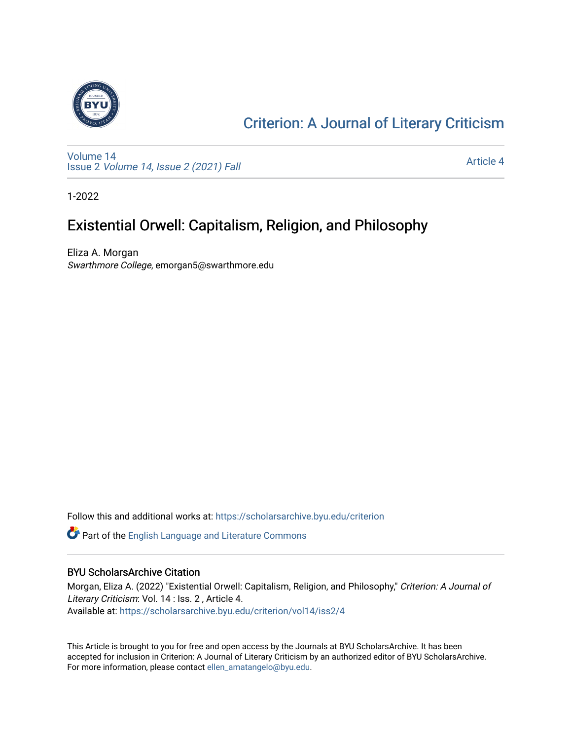Criterion: A Journal of Literary Criticism

Volume 14
Issue 2 *Volume 14, Issue 2 (2021) Fall*

Article 4

1-2022

# Existential Orwell: Capitalism, Religion, and Philosophy

Eliza A. Morgan
*Swarthmore College*, emorgan5@swarthmore.edu

Follow this and additional works at: https://scholarsarchive.byu.edu/criterion

Part of the English Language and Literature Commons

## BYU ScholarsArchive Citation

Morgan, Eliza A. (2022) "Existential Orwell: Capitalism, Religion, and Philosophy," *Criterion: A Journal of Literary Criticism*: Vol. 14 : Iss. 2 , Article 4.
Available at: https://scholarsarchive.byu.edu/criterion/vol14/iss2/4

This Article is brought to you for free and open access by the Journals at BYU ScholarsArchive. It has been accepted for inclusion in Criterion: A Journal of Literary Criticism by an authorized editor of BYU ScholarsArchive. For more information, please contact ellen_amatangelo@byu.edu.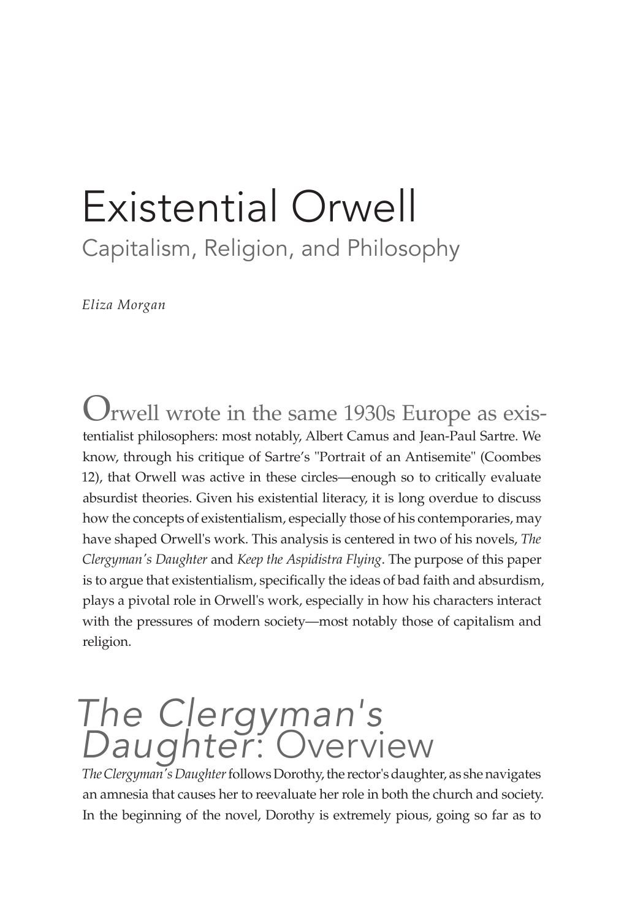# Existential Orwell

## Capitalism, Religion, and Philosophy

*Eliza Morgan*

Orwell wrote in the same 1930s Europe as existentialist philosophers: most notably, Albert Camus and Jean-Paul Sartre. We know, through his critique of Sartre's "Portrait of an Antisemite" (Coombes 12), that Orwell was active in these circles—enough so to critically evaluate absurdist theories. Given his existential literacy, it is long overdue to discuss how the concepts of existentialism, especially those of his contemporaries, may have shaped Orwell's work. This analysis is centered in two of his novels, *The Clergyman's Daughter* and *Keep the Aspidistra Flying*. The purpose of this paper is to argue that existentialism, specifically the ideas of bad faith and absurdism, plays a pivotal role in Orwell's work, especially in how his characters interact with the pressures of modern society—most notably those of capitalism and religion.

## *The Clergyman's Daughter*: Overview

*The Clergyman's Daughter* follows Dorothy, the rector's daughter, as she navigates an amnesia that causes her to reevaluate her role in both the church and society. In the beginning of the novel, Dorothy is extremely pious, going so far as to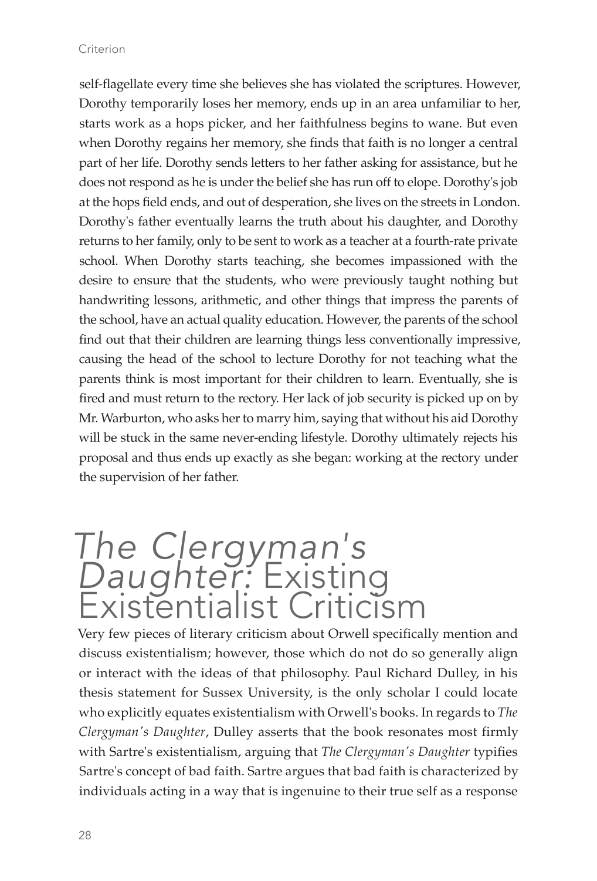self-flagellate every time she believes she has violated the scriptures. However, Dorothy temporarily loses her memory, ends up in an area unfamiliar to her, starts work as a hops picker, and her faithfulness begins to wane. But even when Dorothy regains her memory, she finds that faith is no longer a central part of her life. Dorothy sends letters to her father asking for assistance, but he does not respond as he is under the belief she has run off to elope. Dorothy's job at the hops field ends, and out of desperation, she lives on the streets in London. Dorothy's father eventually learns the truth about his daughter, and Dorothy returns to her family, only to be sent to work as a teacher at a fourth-rate private school. When Dorothy starts teaching, she becomes impassioned with the desire to ensure that the students, who were previously taught nothing but handwriting lessons, arithmetic, and other things that impress the parents of the school, have an actual quality education. However, the parents of the school find out that their children are learning things less conventionally impressive, causing the head of the school to lecture Dorothy for not teaching what the parents think is most important for their children to learn. Eventually, she is fired and must return to the rectory. Her lack of job security is picked up on by Mr. Warburton, who asks her to marry him, saying that without his aid Dorothy will be stuck in the same never-ending lifestyle. Dorothy ultimately rejects his proposal and thus ends up exactly as she began: working at the rectory under the supervision of her father.

## *The Clergyman's Daughter:* Existing Existentialist Criticism

Very few pieces of literary criticism about Orwell specifically mention and discuss existentialism; however, those which do not do so generally align or interact with the ideas of that philosophy. Paul Richard Dulley, in his thesis statement for Sussex University, is the only scholar I could locate who explicitly equates existentialism with Orwell's books. In regards to *The Clergyman's Daughter*, Dulley asserts that the book resonates most firmly with Sartre's existentialism, arguing that *The Clergyman's Daughter* typifies Sartre's concept of bad faith. Sartre argues that bad faith is characterized by individuals acting in a way that is ingenuine to their true self as a response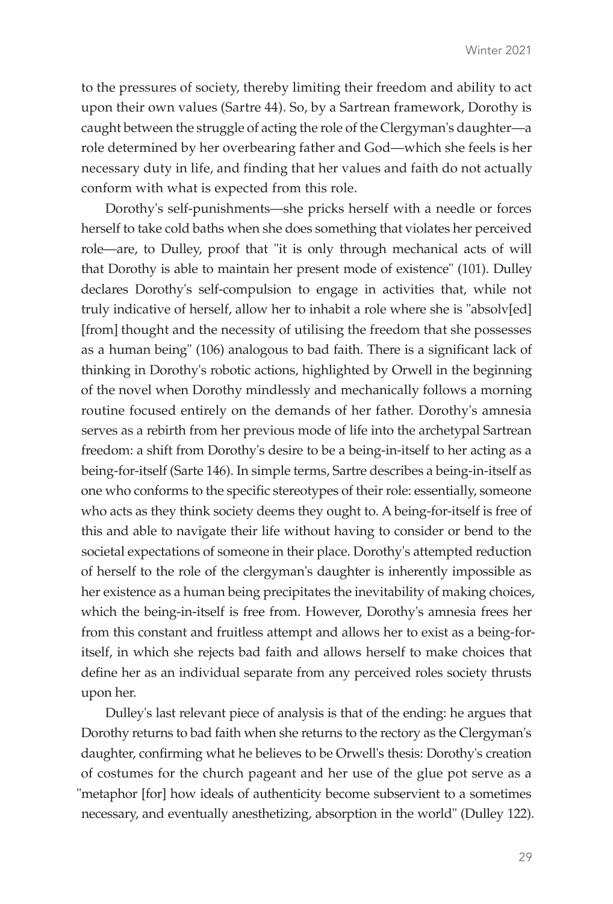to the pressures of society, thereby limiting their freedom and ability to act upon their own values (Sartre 44). So, by a Sartrean framework, Dorothy is caught between the struggle of acting the role of the Clergyman's daughter—a role determined by her overbearing father and God—which she feels is her necessary duty in life, and finding that her values and faith do not actually conform with what is expected from this role.

Dorothy's self-punishments—she pricks herself with a needle or forces herself to take cold baths when she does something that violates her perceived role—are, to Dulley, proof that "it is only through mechanical acts of will that Dorothy is able to maintain her present mode of existence" (101). Dulley declares Dorothy's self-compulsion to engage in activities that, while not truly indicative of herself, allow her to inhabit a role where she is "absolv[ed] [from] thought and the necessity of utilising the freedom that she possesses as a human being" (106) analogous to bad faith. There is a significant lack of thinking in Dorothy's robotic actions, highlighted by Orwell in the beginning of the novel when Dorothy mindlessly and mechanically follows a morning routine focused entirely on the demands of her father. Dorothy's amnesia serves as a rebirth from her previous mode of life into the archetypal Sartrean freedom: a shift from Dorothy's desire to be a being-in-itself to her acting as a being-for-itself (Sarte 146). In simple terms, Sartre describes a being-in-itself as one who conforms to the specific stereotypes of their role: essentially, someone who acts as they think society deems they ought to. A being-for-itself is free of this and able to navigate their life without having to consider or bend to the societal expectations of someone in their place. Dorothy's attempted reduction of herself to the role of the clergyman's daughter is inherently impossible as her existence as a human being precipitates the inevitability of making choices, which the being-in-itself is free from. However, Dorothy's amnesia frees her from this constant and fruitless attempt and allows her to exist as a being-for-itself, in which she rejects bad faith and allows herself to make choices that define her as an individual separate from any perceived roles society thrusts upon her.

Dulley's last relevant piece of analysis is that of the ending: he argues that Dorothy returns to bad faith when she returns to the rectory as the Clergyman's daughter, confirming what he believes to be Orwell's thesis: Dorothy's creation of costumes for the church pageant and her use of the glue pot serve as a "metaphor [for] how ideals of authenticity become subservient to a sometimes necessary, and eventually anesthetizing, absorption in the world" (Dulley 122).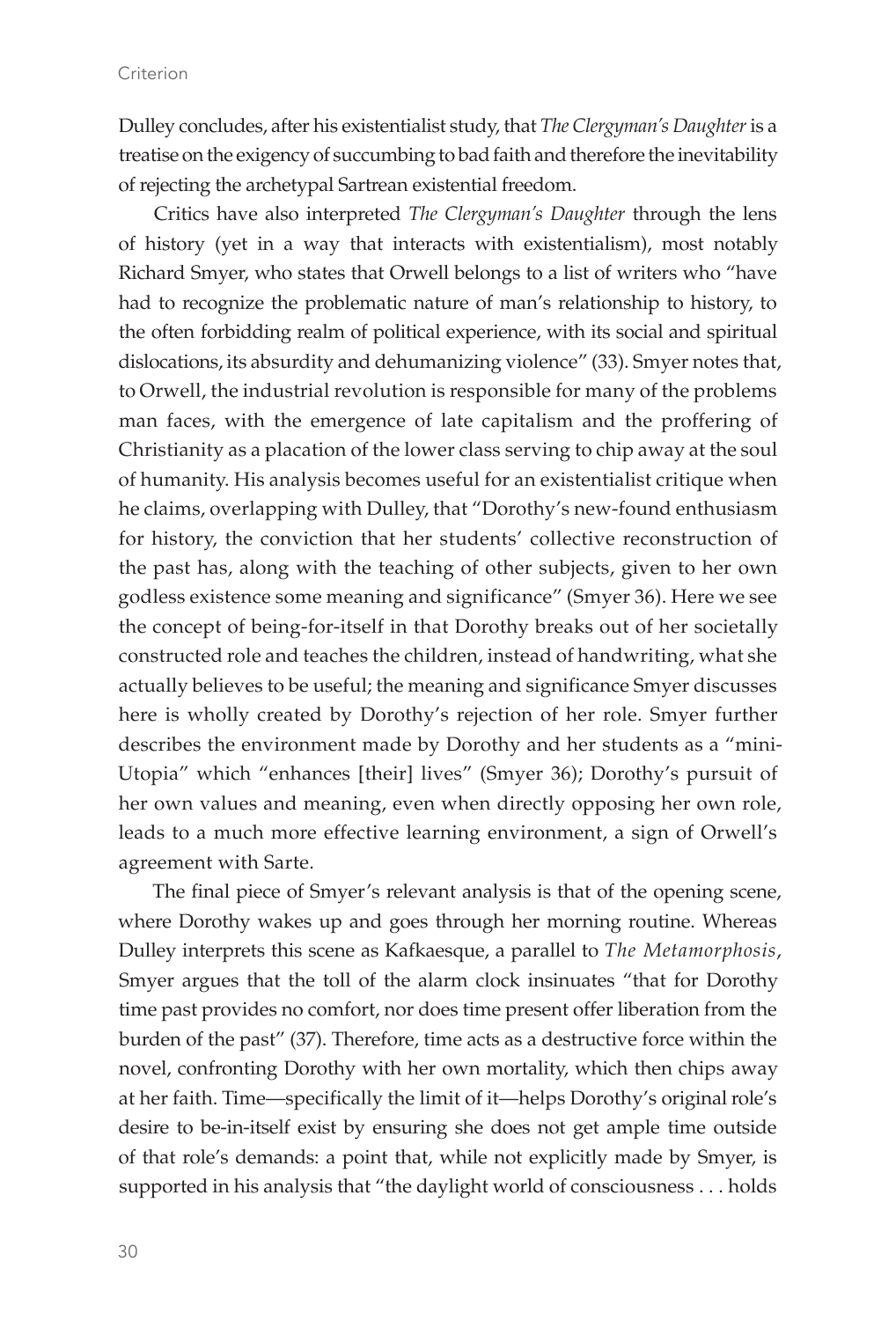Dulley concludes, after his existentialist study, that *The Clergyman's Daughter* is a treatise on the exigency of succumbing to bad faith and therefore the inevitability of rejecting the archetypal Sartrean existential freedom.

Critics have also interpreted *The Clergyman's Daughter* through the lens of history (yet in a way that interacts with existentialism), most notably Richard Smyer, who states that Orwell belongs to a list of writers who "have had to recognize the problematic nature of man's relationship to history, to the often forbidding realm of political experience, with its social and spiritual dislocations, its absurdity and dehumanizing violence" (33). Smyer notes that, to Orwell, the industrial revolution is responsible for many of the problems man faces, with the emergence of late capitalism and the proffering of Christianity as a placation of the lower class serving to chip away at the soul of humanity. His analysis becomes useful for an existentialist critique when he claims, overlapping with Dulley, that "Dorothy's new-found enthusiasm for history, the conviction that her students' collective reconstruction of the past has, along with the teaching of other subjects, given to her own godless existence some meaning and significance" (Smyer 36). Here we see the concept of being-for-itself in that Dorothy breaks out of her societally constructed role and teaches the children, instead of handwriting, what she actually believes to be useful; the meaning and significance Smyer discusses here is wholly created by Dorothy's rejection of her role. Smyer further describes the environment made by Dorothy and her students as a "mini-Utopia" which "enhances [their] lives" (Smyer 36); Dorothy's pursuit of her own values and meaning, even when directly opposing her own role, leads to a much more effective learning environment, a sign of Orwell's agreement with Sarte.

The final piece of Smyer's relevant analysis is that of the opening scene, where Dorothy wakes up and goes through her morning routine. Whereas Dulley interprets this scene as Kafkaesque, a parallel to *The Metamorphosis*, Smyer argues that the toll of the alarm clock insinuates "that for Dorothy time past provides no comfort, nor does time present offer liberation from the burden of the past" (37). Therefore, time acts as a destructive force within the novel, confronting Dorothy with her own mortality, which then chips away at her faith. Time—specifically the limit of it—helps Dorothy's original role's desire to be-in-itself exist by ensuring she does not get ample time outside of that role's demands: a point that, while not explicitly made by Smyer, is supported in his analysis that "the daylight world of consciousness . . . holds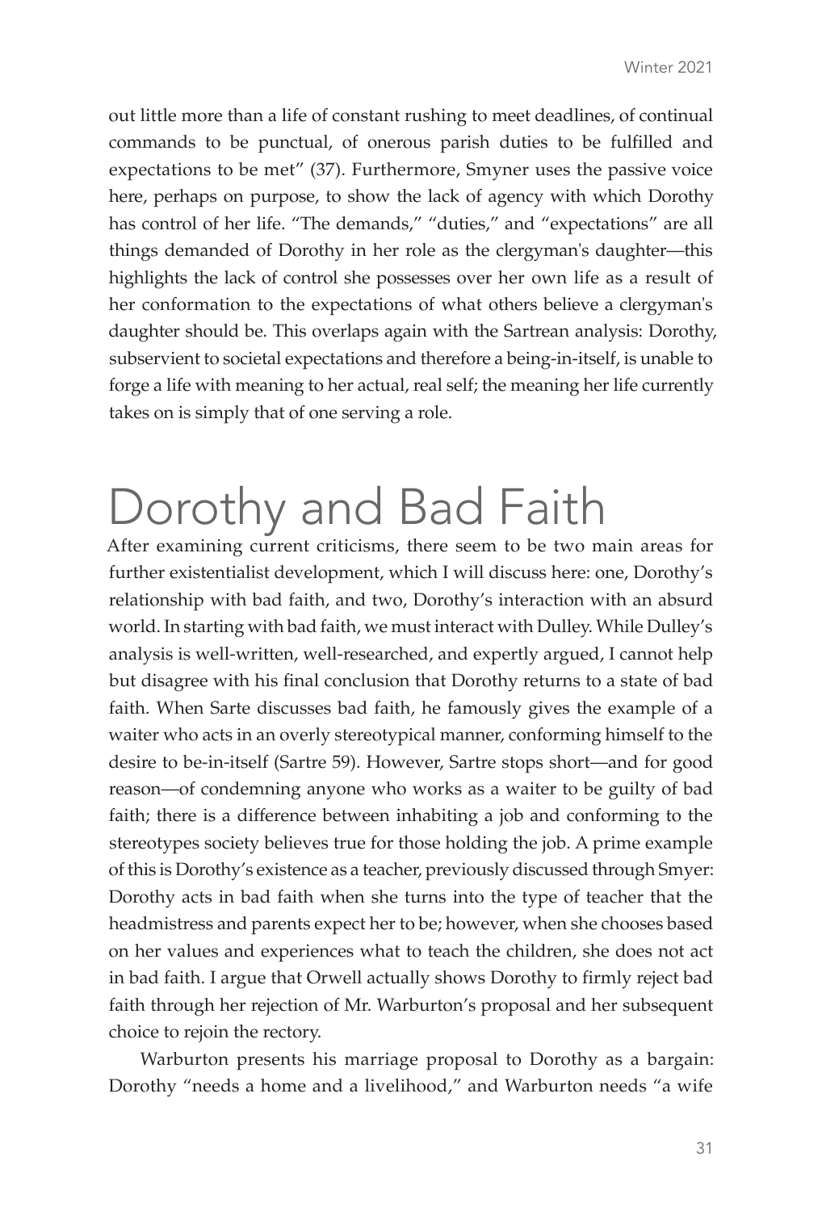out little more than a life of constant rushing to meet deadlines, of continual commands to be punctual, of onerous parish duties to be fulfilled and expectations to be met" (37). Furthermore, Smyner uses the passive voice here, perhaps on purpose, to show the lack of agency with which Dorothy has control of her life. "The demands," "duties," and "expectations" are all things demanded of Dorothy in her role as the clergyman's daughter—this highlights the lack of control she possesses over her own life as a result of her conformation to the expectations of what others believe a clergyman's daughter should be. This overlaps again with the Sartrean analysis: Dorothy, subservient to societal expectations and therefore a being-in-itself, is unable to forge a life with meaning to her actual, real self; the meaning her life currently takes on is simply that of one serving a role.

# Dorothy and Bad Faith

After examining current criticisms, there seem to be two main areas for further existentialist development, which I will discuss here: one, Dorothy's relationship with bad faith, and two, Dorothy's interaction with an absurd world. In starting with bad faith, we must interact with Dulley. While Dulley's analysis is well-written, well-researched, and expertly argued, I cannot help but disagree with his final conclusion that Dorothy returns to a state of bad faith. When Sarte discusses bad faith, he famously gives the example of a waiter who acts in an overly stereotypical manner, conforming himself to the desire to be-in-itself (Sartre 59). However, Sartre stops short—and for good reason—of condemning anyone who works as a waiter to be guilty of bad faith; there is a difference between inhabiting a job and conforming to the stereotypes society believes true for those holding the job. A prime example of this is Dorothy's existence as a teacher, previously discussed through Smyer: Dorothy acts in bad faith when she turns into the type of teacher that the headmistress and parents expect her to be; however, when she chooses based on her values and experiences what to teach the children, she does not act in bad faith. I argue that Orwell actually shows Dorothy to firmly reject bad faith through her rejection of Mr. Warburton's proposal and her subsequent choice to rejoin the rectory.

Warburton presents his marriage proposal to Dorothy as a bargain: Dorothy "needs a home and a livelihood," and Warburton needs "a wife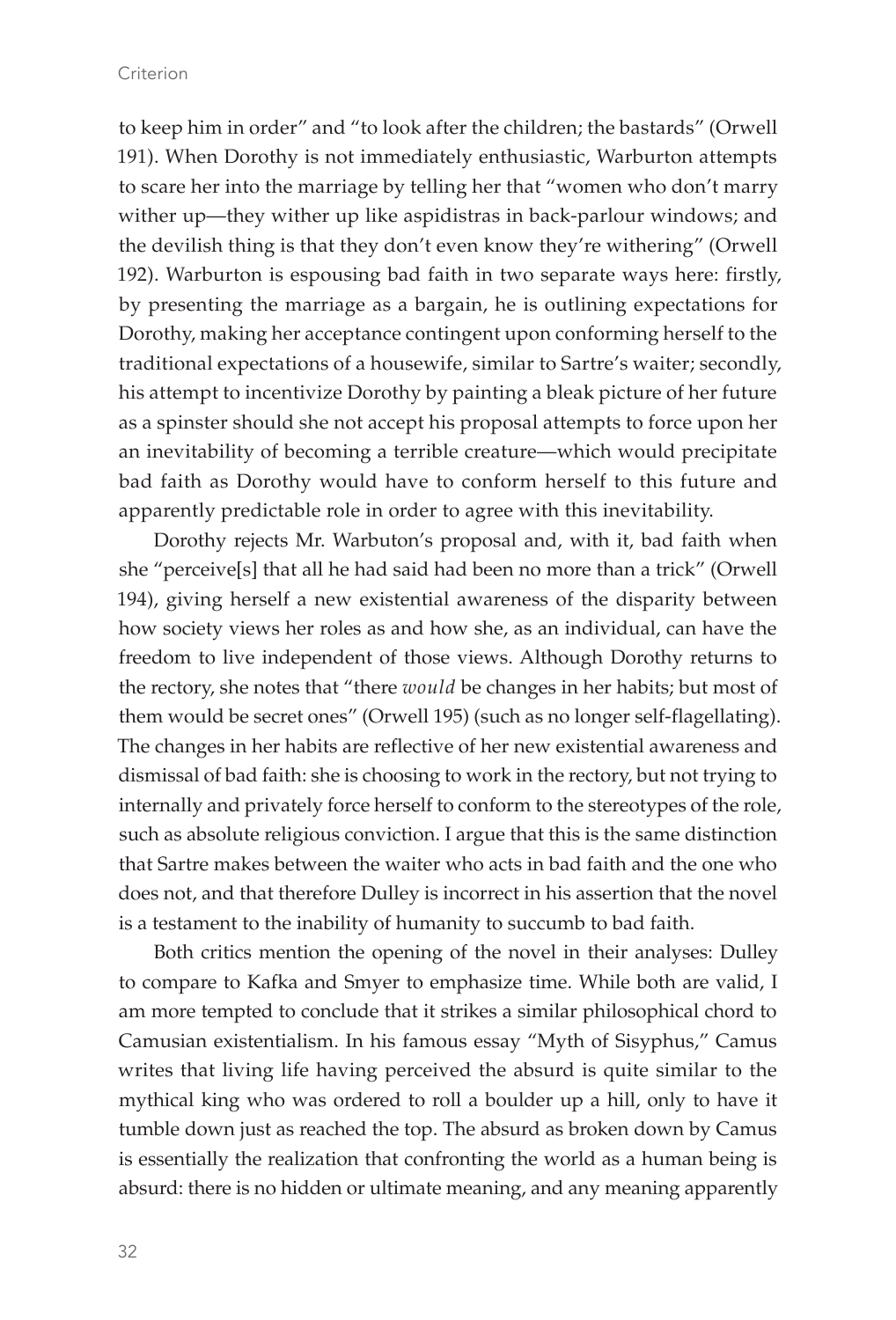to keep him in order" and "to look after the children; the bastards" (Orwell 191). When Dorothy is not immediately enthusiastic, Warburton attempts to scare her into the marriage by telling her that "women who don't marry wither up—they wither up like aspidistras in back-parlour windows; and the devilish thing is that they don't even know they're withering" (Orwell 192). Warburton is espousing bad faith in two separate ways here: firstly, by presenting the marriage as a bargain, he is outlining expectations for Dorothy, making her acceptance contingent upon conforming herself to the traditional expectations of a housewife, similar to Sartre's waiter; secondly, his attempt to incentivize Dorothy by painting a bleak picture of her future as a spinster should she not accept his proposal attempts to force upon her an inevitability of becoming a terrible creature—which would precipitate bad faith as Dorothy would have to conform herself to this future and apparently predictable role in order to agree with this inevitability.

Dorothy rejects Mr. Warbuton's proposal and, with it, bad faith when she "perceive[s] that all he had said had been no more than a trick" (Orwell 194), giving herself a new existential awareness of the disparity between how society views her roles as and how she, as an individual, can have the freedom to live independent of those views. Although Dorothy returns to the rectory, she notes that "there *would* be changes in her habits; but most of them would be secret ones" (Orwell 195) (such as no longer self-flagellating). The changes in her habits are reflective of her new existential awareness and dismissal of bad faith: she is choosing to work in the rectory, but not trying to internally and privately force herself to conform to the stereotypes of the role, such as absolute religious conviction. I argue that this is the same distinction that Sartre makes between the waiter who acts in bad faith and the one who does not, and that therefore Dulley is incorrect in his assertion that the novel is a testament to the inability of humanity to succumb to bad faith.

Both critics mention the opening of the novel in their analyses: Dulley to compare to Kafka and Smyer to emphasize time. While both are valid, I am more tempted to conclude that it strikes a similar philosophical chord to Camusian existentialism. In his famous essay "Myth of Sisyphus," Camus writes that living life having perceived the absurd is quite similar to the mythical king who was ordered to roll a boulder up a hill, only to have it tumble down just as reached the top. The absurd as broken down by Camus is essentially the realization that confronting the world as a human being is absurd: there is no hidden or ultimate meaning, and any meaning apparently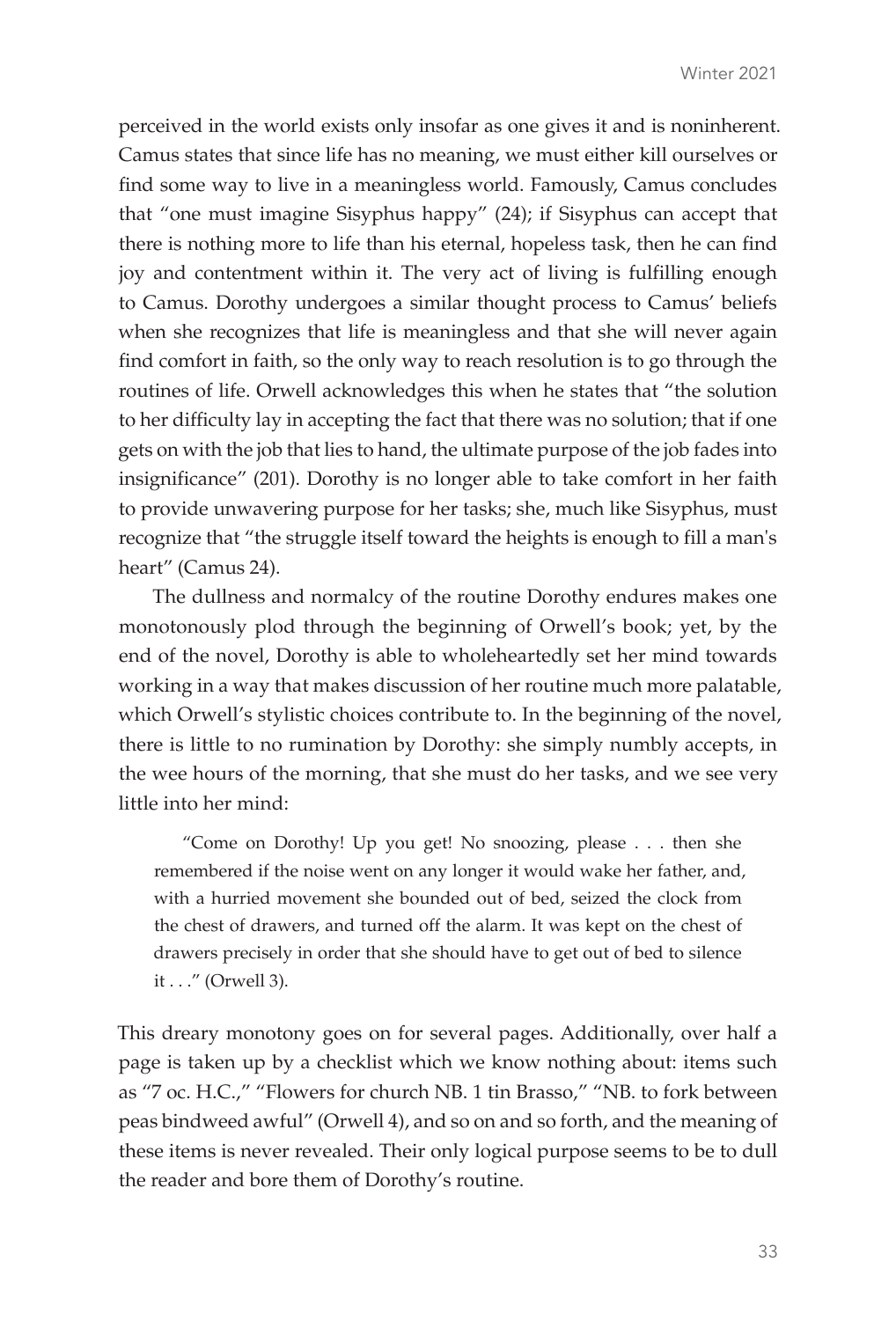perceived in the world exists only insofar as one gives it and is noninherent. Camus states that since life has no meaning, we must either kill ourselves or find some way to live in a meaningless world. Famously, Camus concludes that "one must imagine Sisyphus happy" (24); if Sisyphus can accept that there is nothing more to life than his eternal, hopeless task, then he can find joy and contentment within it. The very act of living is fulfilling enough to Camus. Dorothy undergoes a similar thought process to Camus' beliefs when she recognizes that life is meaningless and that she will never again find comfort in faith, so the only way to reach resolution is to go through the routines of life. Orwell acknowledges this when he states that "the solution to her difficulty lay in accepting the fact that there was no solution; that if one gets on with the job that lies to hand, the ultimate purpose of the job fades into insignificance" (201). Dorothy is no longer able to take comfort in her faith to provide unwavering purpose for her tasks; she, much like Sisyphus, must recognize that "the struggle itself toward the heights is enough to fill a man's heart" (Camus 24).

The dullness and normalcy of the routine Dorothy endures makes one monotonously plod through the beginning of Orwell's book; yet, by the end of the novel, Dorothy is able to wholeheartedly set her mind towards working in a way that makes discussion of her routine much more palatable, which Orwell's stylistic choices contribute to. In the beginning of the novel, there is little to no rumination by Dorothy: she simply numbly accepts, in the wee hours of the morning, that she must do her tasks, and we see very little into her mind:

> "Come on Dorothy! Up you get! No snoozing, please . . . then she remembered if the noise went on any longer it would wake her father, and, with a hurried movement she bounded out of bed, seized the clock from the chest of drawers, and turned off the alarm. It was kept on the chest of drawers precisely in order that she should have to get out of bed to silence it . . ." (Orwell 3).

This dreary monotony goes on for several pages. Additionally, over half a page is taken up by a checklist which we know nothing about: items such as "7 oc. H.C.," "Flowers for church NB. 1 tin Brasso," "NB. to fork between peas bindweed awful" (Orwell 4), and so on and so forth, and the meaning of these items is never revealed. Their only logical purpose seems to be to dull the reader and bore them of Dorothy's routine.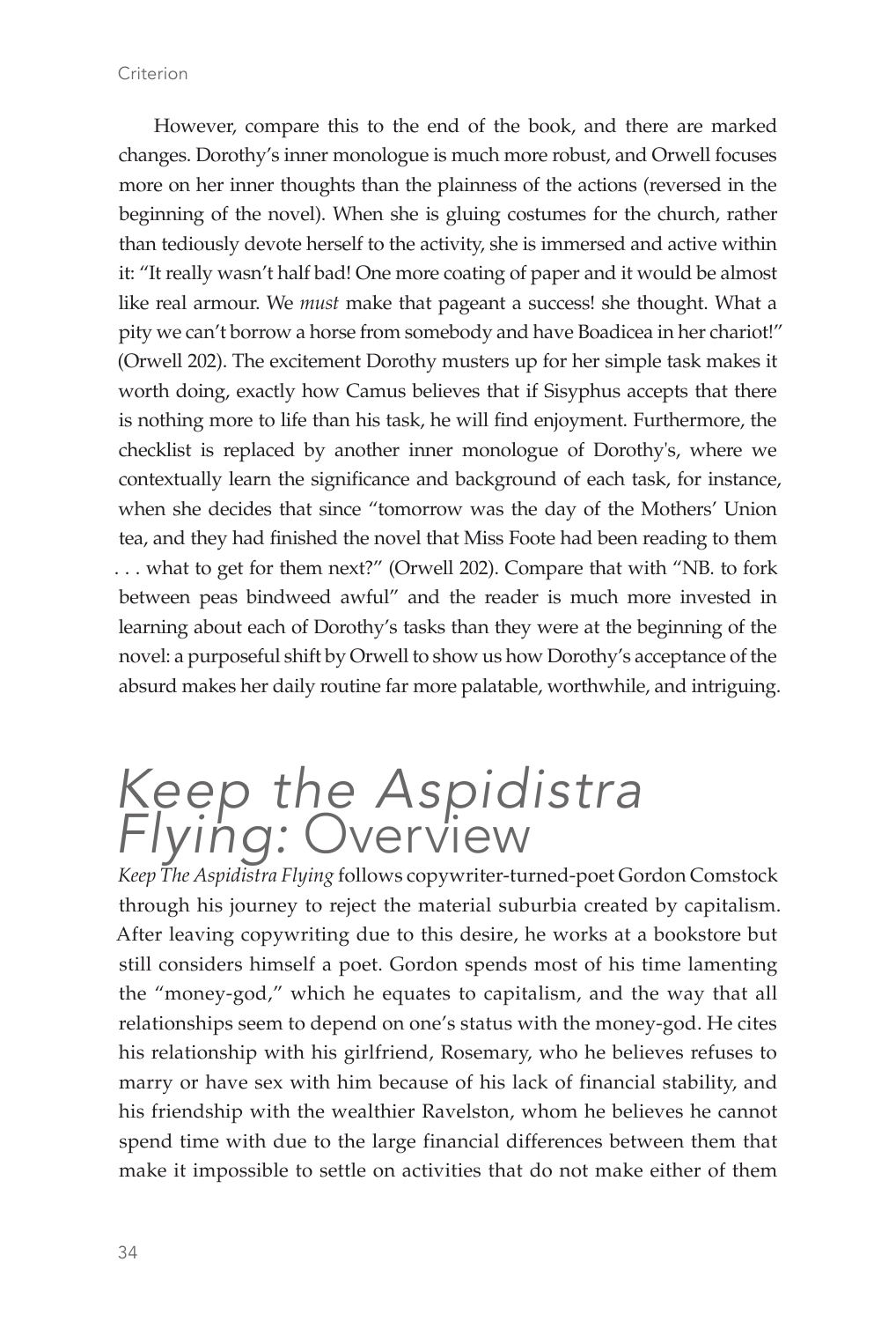However, compare this to the end of the book, and there are marked changes. Dorothy's inner monologue is much more robust, and Orwell focuses more on her inner thoughts than the plainness of the actions (reversed in the beginning of the novel). When she is gluing costumes for the church, rather than tediously devote herself to the activity, she is immersed and active within it: "It really wasn't half bad! One more coating of paper and it would be almost like real armour. We *must* make that pageant a success! she thought. What a pity we can't borrow a horse from somebody and have Boadicea in her chariot!" (Orwell 202). The excitement Dorothy musters up for her simple task makes it worth doing, exactly how Camus believes that if Sisyphus accepts that there is nothing more to life than his task, he will find enjoyment. Furthermore, the checklist is replaced by another inner monologue of Dorothy's, where we contextually learn the significance and background of each task, for instance, when she decides that since "tomorrow was the day of the Mothers' Union tea, and they had finished the novel that Miss Foote had been reading to them . . . what to get for them next?" (Orwell 202). Compare that with "NB. to fork between peas bindweed awful" and the reader is much more invested in learning about each of Dorothy's tasks than they were at the beginning of the novel: a purposeful shift by Orwell to show us how Dorothy's acceptance of the absurd makes her daily routine far more palatable, worthwhile, and intriguing.

## *Keep the Aspidistra Flying:* Overview

*Keep The Aspidistra Flying* follows copywriter-turned-poet Gordon Comstock through his journey to reject the material suburbia created by capitalism. After leaving copywriting due to this desire, he works at a bookstore but still considers himself a poet. Gordon spends most of his time lamenting the "money-god," which he equates to capitalism, and the way that all relationships seem to depend on one's status with the money-god. He cites his relationship with his girlfriend, Rosemary, who he believes refuses to marry or have sex with him because of his lack of financial stability, and his friendship with the wealthier Ravelston, whom he believes he cannot spend time with due to the large financial differences between them that make it impossible to settle on activities that do not make either of them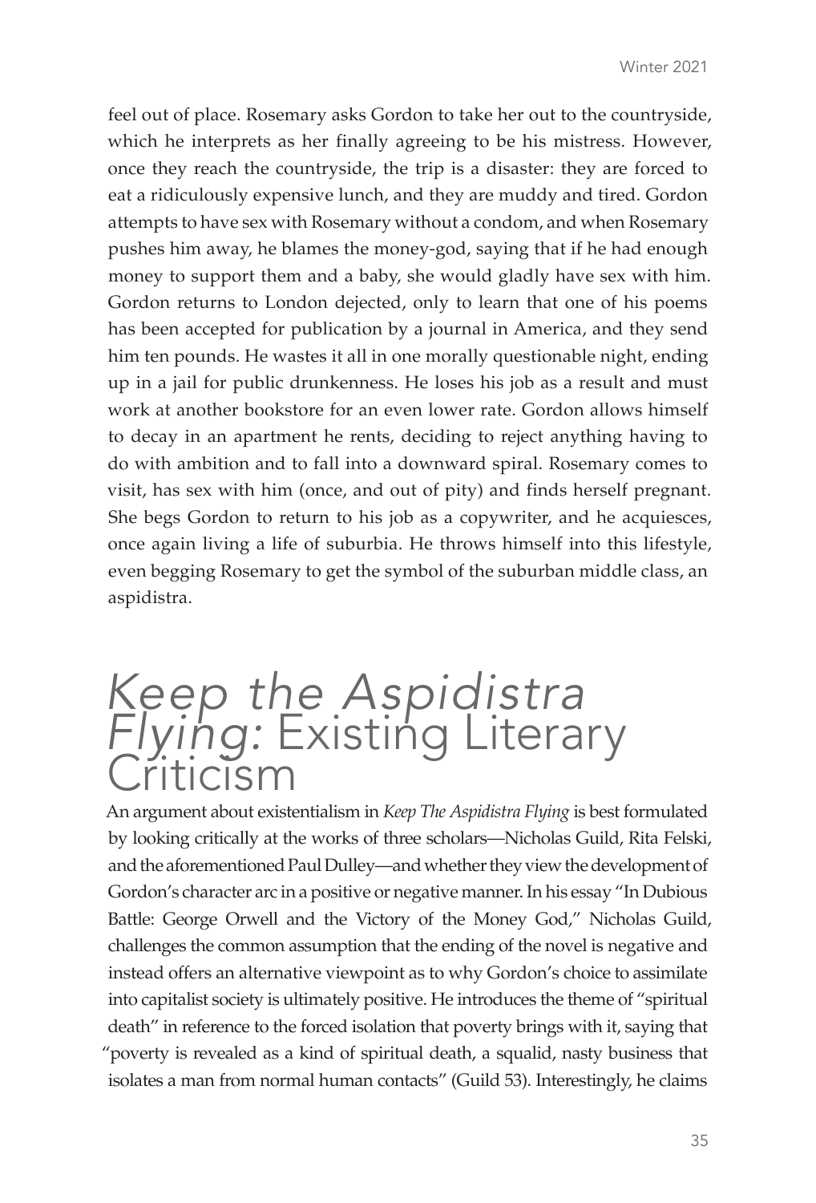feel out of place. Rosemary asks Gordon to take her out to the countryside, which he interprets as her finally agreeing to be his mistress. However, once they reach the countryside, the trip is a disaster: they are forced to eat a ridiculously expensive lunch, and they are muddy and tired. Gordon attempts to have sex with Rosemary without a condom, and when Rosemary pushes him away, he blames the money-god, saying that if he had enough money to support them and a baby, she would gladly have sex with him. Gordon returns to London dejected, only to learn that one of his poems has been accepted for publication by a journal in America, and they send him ten pounds. He wastes it all in one morally questionable night, ending up in a jail for public drunkenness. He loses his job as a result and must work at another bookstore for an even lower rate. Gordon allows himself to decay in an apartment he rents, deciding to reject anything having to do with ambition and to fall into a downward spiral. Rosemary comes to visit, has sex with him (once, and out of pity) and finds herself pregnant. She begs Gordon to return to his job as a copywriter, and he acquiesces, once again living a life of suburbia. He throws himself into this lifestyle, even begging Rosemary to get the symbol of the suburban middle class, an aspidistra.

# *Keep the Aspidistra Flying:* Existing Literary Criticism

An argument about existentialism in *Keep The Aspidistra Flying* is best formulated by looking critically at the works of three scholars—Nicholas Guild, Rita Felski, and the aforementioned Paul Dulley—and whether they view the development of Gordon's character arc in a positive or negative manner. In his essay "In Dubious Battle: George Orwell and the Victory of the Money God," Nicholas Guild, challenges the common assumption that the ending of the novel is negative and instead offers an alternative viewpoint as to why Gordon's choice to assimilate into capitalist society is ultimately positive. He introduces the theme of "spiritual death" in reference to the forced isolation that poverty brings with it, saying that "poverty is revealed as a kind of spiritual death, a squalid, nasty business that isolates a man from normal human contacts" (Guild 53). Interestingly, he claims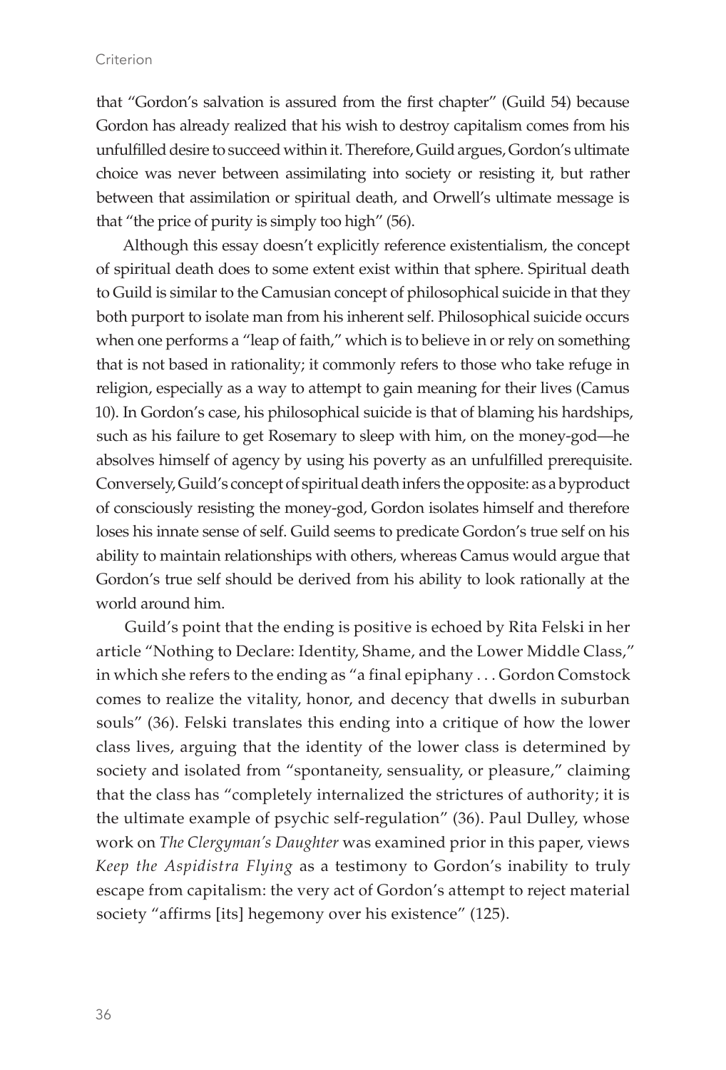that "Gordon's salvation is assured from the first chapter" (Guild 54) because Gordon has already realized that his wish to destroy capitalism comes from his unfulfilled desire to succeed within it. Therefore, Guild argues, Gordon's ultimate choice was never between assimilating into society or resisting it, but rather between that assimilation or spiritual death, and Orwell's ultimate message is that "the price of purity is simply too high" (56).

Although this essay doesn't explicitly reference existentialism, the concept of spiritual death does to some extent exist within that sphere. Spiritual death to Guild is similar to the Camusian concept of philosophical suicide in that they both purport to isolate man from his inherent self. Philosophical suicide occurs when one performs a "leap of faith," which is to believe in or rely on something that is not based in rationality; it commonly refers to those who take refuge in religion, especially as a way to attempt to gain meaning for their lives (Camus 10). In Gordon's case, his philosophical suicide is that of blaming his hardships, such as his failure to get Rosemary to sleep with him, on the money-god—he absolves himself of agency by using his poverty as an unfulfilled prerequisite. Conversely, Guild's concept of spiritual death infers the opposite: as a byproduct of consciously resisting the money-god, Gordon isolates himself and therefore loses his innate sense of self. Guild seems to predicate Gordon's true self on his ability to maintain relationships with others, whereas Camus would argue that Gordon's true self should be derived from his ability to look rationally at the world around him.

Guild's point that the ending is positive is echoed by Rita Felski in her article "Nothing to Declare: Identity, Shame, and the Lower Middle Class," in which she refers to the ending as "a final epiphany . . . Gordon Comstock comes to realize the vitality, honor, and decency that dwells in suburban souls" (36). Felski translates this ending into a critique of how the lower class lives, arguing that the identity of the lower class is determined by society and isolated from "spontaneity, sensuality, or pleasure," claiming that the class has "completely internalized the strictures of authority; it is the ultimate example of psychic self-regulation" (36). Paul Dulley, whose work on *The Clergyman's Daughter* was examined prior in this paper, views *Keep the Aspidistra Flying* as a testimony to Gordon's inability to truly escape from capitalism: the very act of Gordon's attempt to reject material society "affirms [its] hegemony over his existence" (125).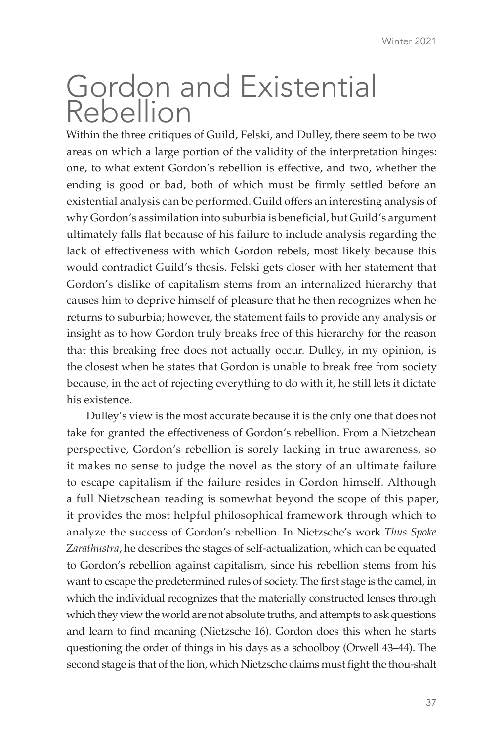# Gordon and Existential Rebellion

Within the three critiques of Guild, Felski, and Dulley, there seem to be two areas on which a large portion of the validity of the interpretation hinges: one, to what extent Gordon's rebellion is effective, and two, whether the ending is good or bad, both of which must be firmly settled before an existential analysis can be performed. Guild offers an interesting analysis of why Gordon's assimilation into suburbia is beneficial, but Guild's argument ultimately falls flat because of his failure to include analysis regarding the lack of effectiveness with which Gordon rebels, most likely because this would contradict Guild's thesis. Felski gets closer with her statement that Gordon's dislike of capitalism stems from an internalized hierarchy that causes him to deprive himself of pleasure that he then recognizes when he returns to suburbia; however, the statement fails to provide any analysis or insight as to how Gordon truly breaks free of this hierarchy for the reason that this breaking free does not actually occur. Dulley, in my opinion, is the closest when he states that Gordon is unable to break free from society because, in the act of rejecting everything to do with it, he still lets it dictate his existence.

Dulley's view is the most accurate because it is the only one that does not take for granted the effectiveness of Gordon's rebellion. From a Nietzchean perspective, Gordon's rebellion is sorely lacking in true awareness, so it makes no sense to judge the novel as the story of an ultimate failure to escape capitalism if the failure resides in Gordon himself. Although a full Nietzschean reading is somewhat beyond the scope of this paper, it provides the most helpful philosophical framework through which to analyze the success of Gordon's rebellion. In Nietzsche's work *Thus Spoke Zarathustra*, he describes the stages of self-actualization, which can be equated to Gordon's rebellion against capitalism, since his rebellion stems from his want to escape the predetermined rules of society. The first stage is the camel, in which the individual recognizes that the materially constructed lenses through which they view the world are not absolute truths, and attempts to ask questions and learn to find meaning (Nietzsche 16). Gordon does this when he starts questioning the order of things in his days as a schoolboy (Orwell 43–44). The second stage is that of the lion, which Nietzsche claims must fight the thou-shalt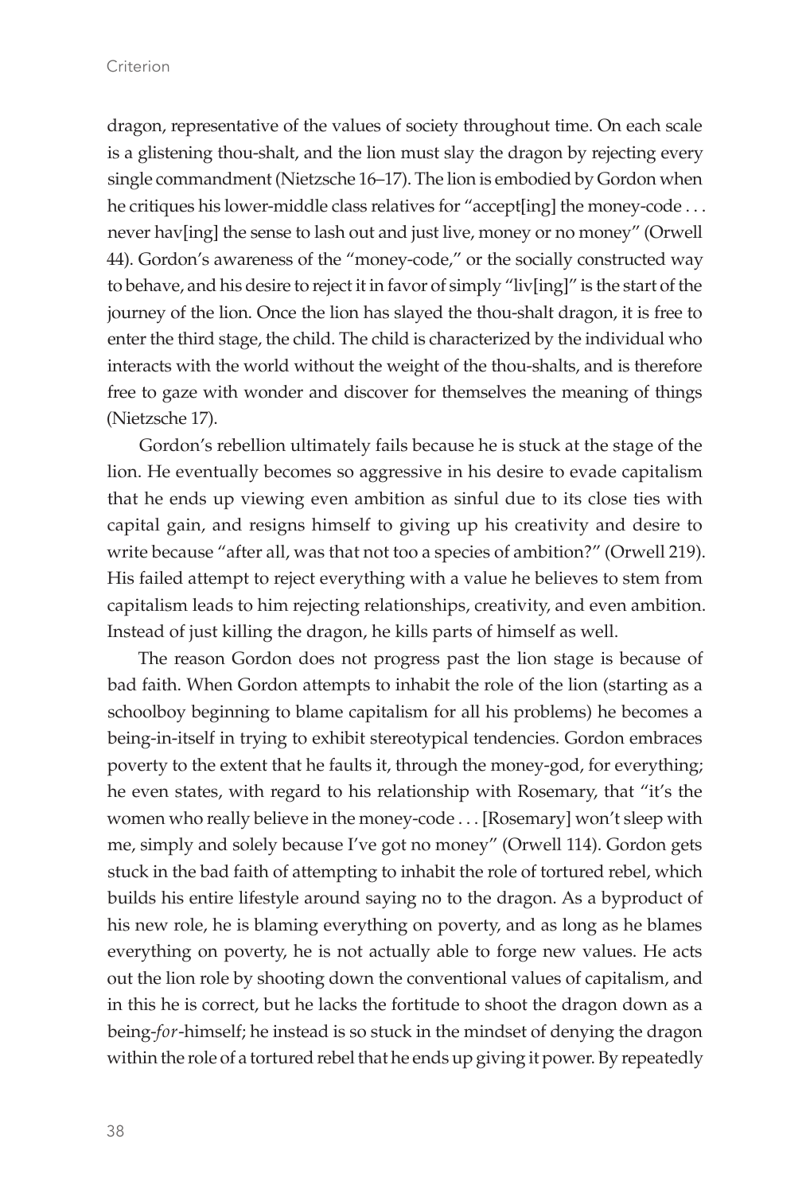dragon, representative of the values of society throughout time. On each scale is a glistening thou-shalt, and the lion must slay the dragon by rejecting every single commandment (Nietzsche 16–17). The lion is embodied by Gordon when he critiques his lower-middle class relatives for "accept[ing] the money-code . . . never hav[ing] the sense to lash out and just live, money or no money" (Orwell 44). Gordon's awareness of the "money-code," or the socially constructed way to behave, and his desire to reject it in favor of simply "liv[ing]" is the start of the journey of the lion. Once the lion has slayed the thou-shalt dragon, it is free to enter the third stage, the child. The child is characterized by the individual who interacts with the world without the weight of the thou-shalts, and is therefore free to gaze with wonder and discover for themselves the meaning of things (Nietzsche 17).

Gordon's rebellion ultimately fails because he is stuck at the stage of the lion. He eventually becomes so aggressive in his desire to evade capitalism that he ends up viewing even ambition as sinful due to its close ties with capital gain, and resigns himself to giving up his creativity and desire to write because "after all, was that not too a species of ambition?" (Orwell 219). His failed attempt to reject everything with a value he believes to stem from capitalism leads to him rejecting relationships, creativity, and even ambition. Instead of just killing the dragon, he kills parts of himself as well.

The reason Gordon does not progress past the lion stage is because of bad faith. When Gordon attempts to inhabit the role of the lion (starting as a schoolboy beginning to blame capitalism for all his problems) he becomes a being-in-itself in trying to exhibit stereotypical tendencies. Gordon embraces poverty to the extent that he faults it, through the money-god, for everything; he even states, with regard to his relationship with Rosemary, that "it's the women who really believe in the money-code . . . [Rosemary] won't sleep with me, simply and solely because I've got no money" (Orwell 114). Gordon gets stuck in the bad faith of attempting to inhabit the role of tortured rebel, which builds his entire lifestyle around saying no to the dragon. As a byproduct of his new role, he is blaming everything on poverty, and as long as he blames everything on poverty, he is not actually able to forge new values. He acts out the lion role by shooting down the conventional values of capitalism, and in this he is correct, but he lacks the fortitude to shoot the dragon down as a being-*for*-himself; he instead is so stuck in the mindset of denying the dragon within the role of a tortured rebel that he ends up giving it power. By repeatedly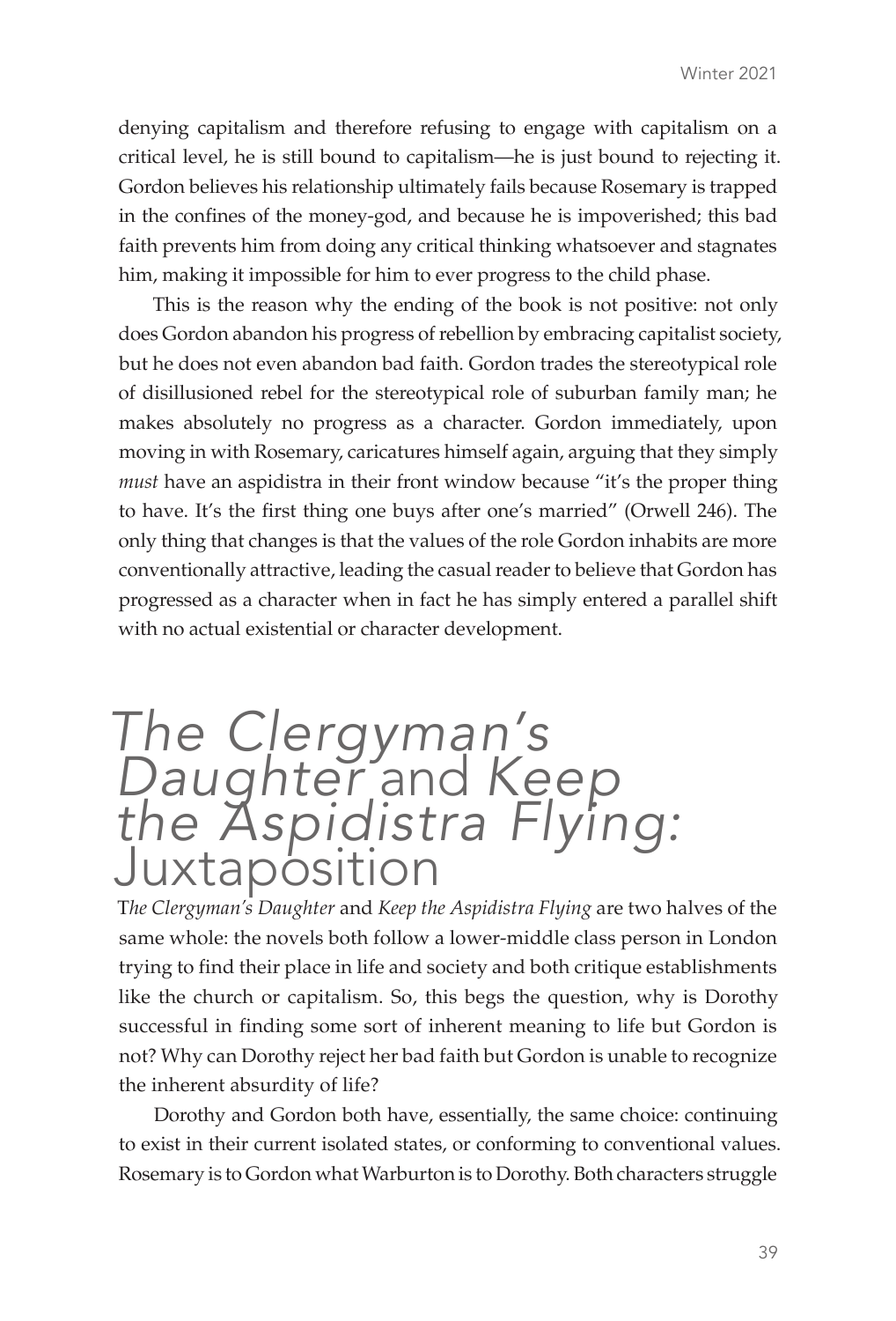denying capitalism and therefore refusing to engage with capitalism on a critical level, he is still bound to capitalism—he is just bound to rejecting it. Gordon believes his relationship ultimately fails because Rosemary is trapped in the confines of the money-god, and because he is impoverished; this bad faith prevents him from doing any critical thinking whatsoever and stagnates him, making it impossible for him to ever progress to the child phase.

This is the reason why the ending of the book is not positive: not only does Gordon abandon his progress of rebellion by embracing capitalist society, but he does not even abandon bad faith. Gordon trades the stereotypical role of disillusioned rebel for the stereotypical role of suburban family man; he makes absolutely no progress as a character. Gordon immediately, upon moving in with Rosemary, caricatures himself again, arguing that they simply *must* have an aspidistra in their front window because "it's the proper thing to have. It's the first thing one buys after one's married" (Orwell 246). The only thing that changes is that the values of the role Gordon inhabits are more conventionally attractive, leading the casual reader to believe that Gordon has progressed as a character when in fact he has simply entered a parallel shift with no actual existential or character development.

## *The Clergyman's Daughter* and *Keep the Aspidistra Flying:* Juxtaposition

T*he Clergyman's Daughter* and *Keep the Aspidistra Flying* are two halves of the same whole: the novels both follow a lower-middle class person in London trying to find their place in life and society and both critique establishments like the church or capitalism. So, this begs the question, why is Dorothy successful in finding some sort of inherent meaning to life but Gordon is not? Why can Dorothy reject her bad faith but Gordon is unable to recognize the inherent absurdity of life?

Dorothy and Gordon both have, essentially, the same choice: continuing to exist in their current isolated states, or conforming to conventional values. Rosemary is to Gordon what Warburton is to Dorothy. Both characters struggle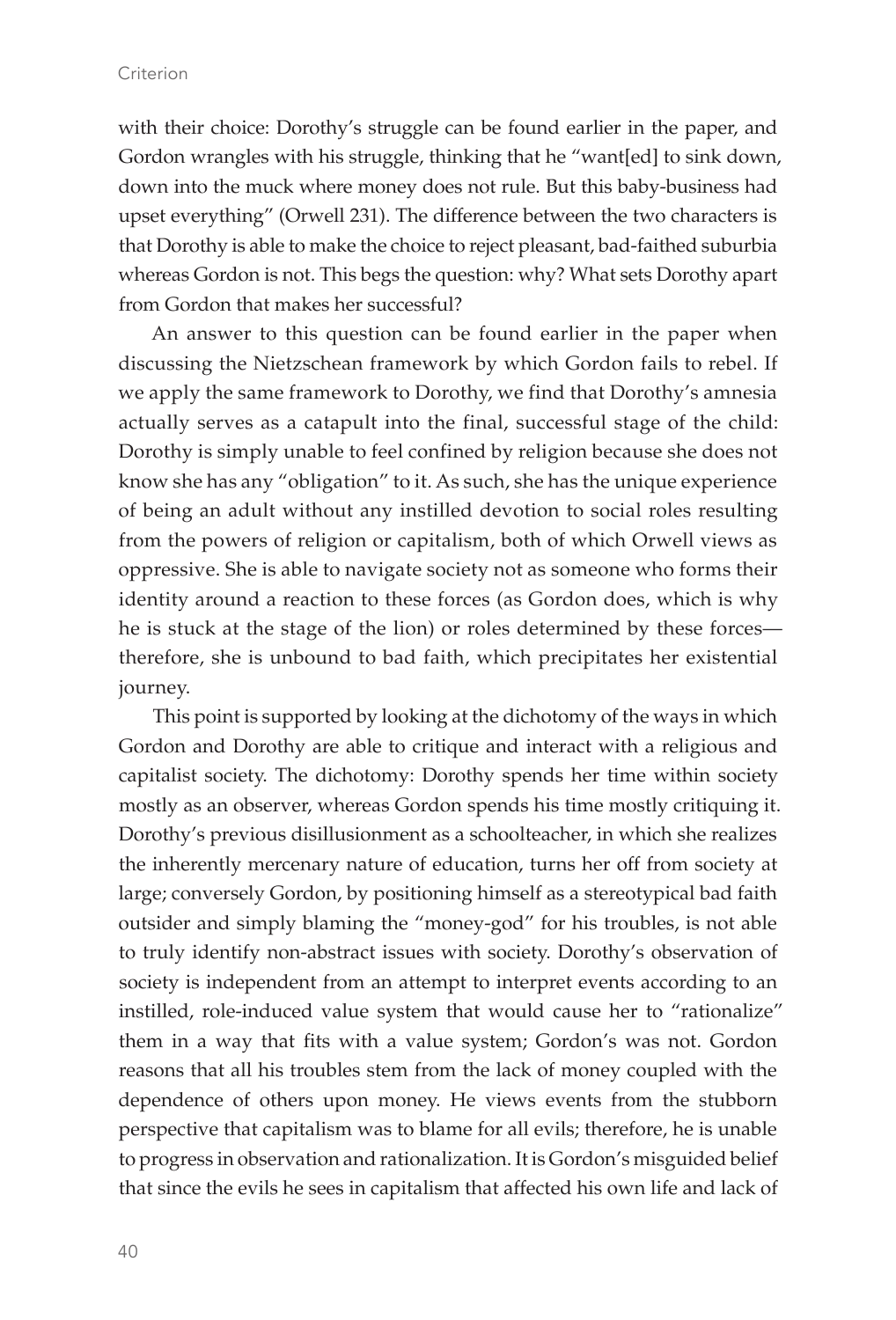with their choice: Dorothy's struggle can be found earlier in the paper, and Gordon wrangles with his struggle, thinking that he "want[ed] to sink down, down into the muck where money does not rule. But this baby-business had upset everything" (Orwell 231). The difference between the two characters is that Dorothy is able to make the choice to reject pleasant, bad-faithed suburbia whereas Gordon is not. This begs the question: why? What sets Dorothy apart from Gordon that makes her successful?

An answer to this question can be found earlier in the paper when discussing the Nietzschean framework by which Gordon fails to rebel. If we apply the same framework to Dorothy, we find that Dorothy's amnesia actually serves as a catapult into the final, successful stage of the child: Dorothy is simply unable to feel confined by religion because she does not know she has any "obligation" to it. As such, she has the unique experience of being an adult without any instilled devotion to social roles resulting from the powers of religion or capitalism, both of which Orwell views as oppressive. She is able to navigate society not as someone who forms their identity around a reaction to these forces (as Gordon does, which is why he is stuck at the stage of the lion) or roles determined by these forces—therefore, she is unbound to bad faith, which precipitates her existential journey.

This point is supported by looking at the dichotomy of the ways in which Gordon and Dorothy are able to critique and interact with a religious and capitalist society. The dichotomy: Dorothy spends her time within society mostly as an observer, whereas Gordon spends his time mostly critiquing it. Dorothy's previous disillusionment as a schoolteacher, in which she realizes the inherently mercenary nature of education, turns her off from society at large; conversely Gordon, by positioning himself as a stereotypical bad faith outsider and simply blaming the "money-god" for his troubles, is not able to truly identify non-abstract issues with society. Dorothy's observation of society is independent from an attempt to interpret events according to an instilled, role-induced value system that would cause her to "rationalize" them in a way that fits with a value system; Gordon's was not. Gordon reasons that all his troubles stem from the lack of money coupled with the dependence of others upon money. He views events from the stubborn perspective that capitalism was to blame for all evils; therefore, he is unable to progress in observation and rationalization. It is Gordon's misguided belief that since the evils he sees in capitalism that affected his own life and lack of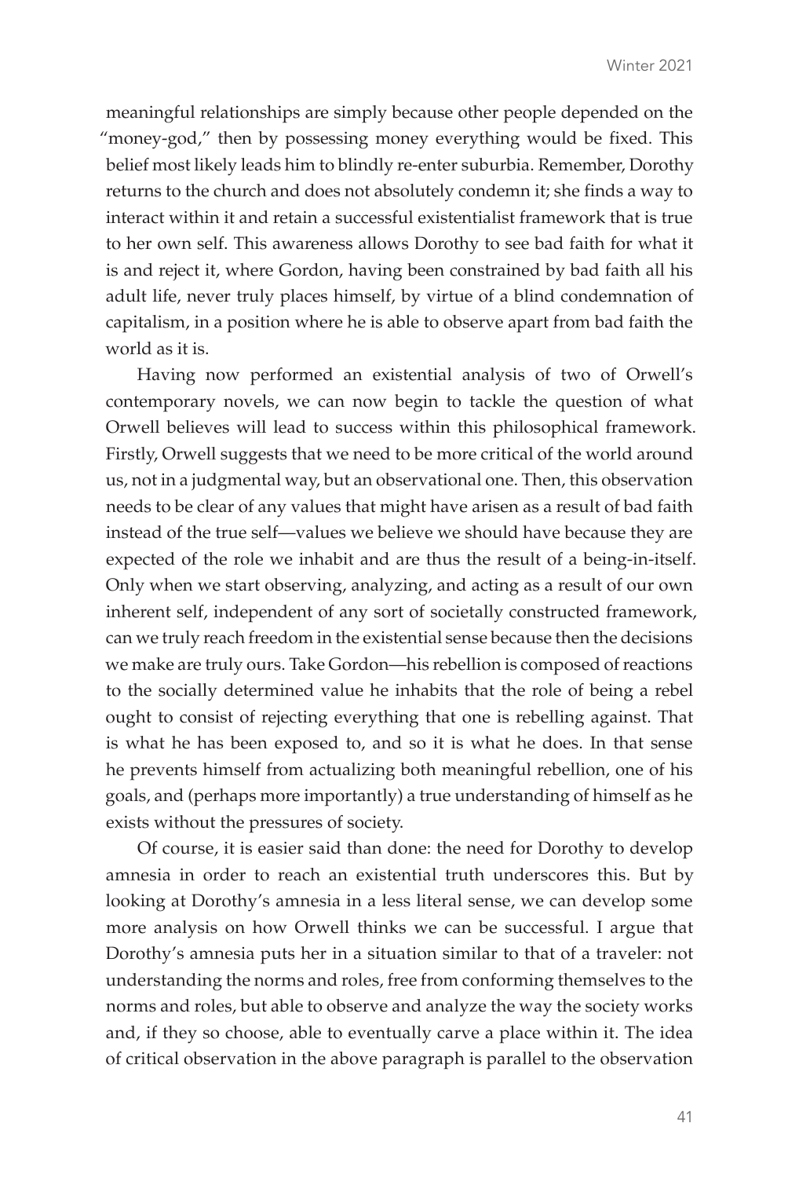meaningful relationships are simply because other people depended on the "money-god," then by possessing money everything would be fixed. This belief most likely leads him to blindly re-enter suburbia. Remember, Dorothy returns to the church and does not absolutely condemn it; she finds a way to interact within it and retain a successful existentialist framework that is true to her own self. This awareness allows Dorothy to see bad faith for what it is and reject it, where Gordon, having been constrained by bad faith all his adult life, never truly places himself, by virtue of a blind condemnation of capitalism, in a position where he is able to observe apart from bad faith the world as it is.

Having now performed an existential analysis of two of Orwell's contemporary novels, we can now begin to tackle the question of what Orwell believes will lead to success within this philosophical framework. Firstly, Orwell suggests that we need to be more critical of the world around us, not in a judgmental way, but an observational one. Then, this observation needs to be clear of any values that might have arisen as a result of bad faith instead of the true self—values we believe we should have because they are expected of the role we inhabit and are thus the result of a being-in-itself. Only when we start observing, analyzing, and acting as a result of our own inherent self, independent of any sort of societally constructed framework, can we truly reach freedom in the existential sense because then the decisions we make are truly ours. Take Gordon—his rebellion is composed of reactions to the socially determined value he inhabits that the role of being a rebel ought to consist of rejecting everything that one is rebelling against. That is what he has been exposed to, and so it is what he does. In that sense he prevents himself from actualizing both meaningful rebellion, one of his goals, and (perhaps more importantly) a true understanding of himself as he exists without the pressures of society.

Of course, it is easier said than done: the need for Dorothy to develop amnesia in order to reach an existential truth underscores this. But by looking at Dorothy's amnesia in a less literal sense, we can develop some more analysis on how Orwell thinks we can be successful. I argue that Dorothy's amnesia puts her in a situation similar to that of a traveler: not understanding the norms and roles, free from conforming themselves to the norms and roles, but able to observe and analyze the way the society works and, if they so choose, able to eventually carve a place within it. The idea of critical observation in the above paragraph is parallel to the observation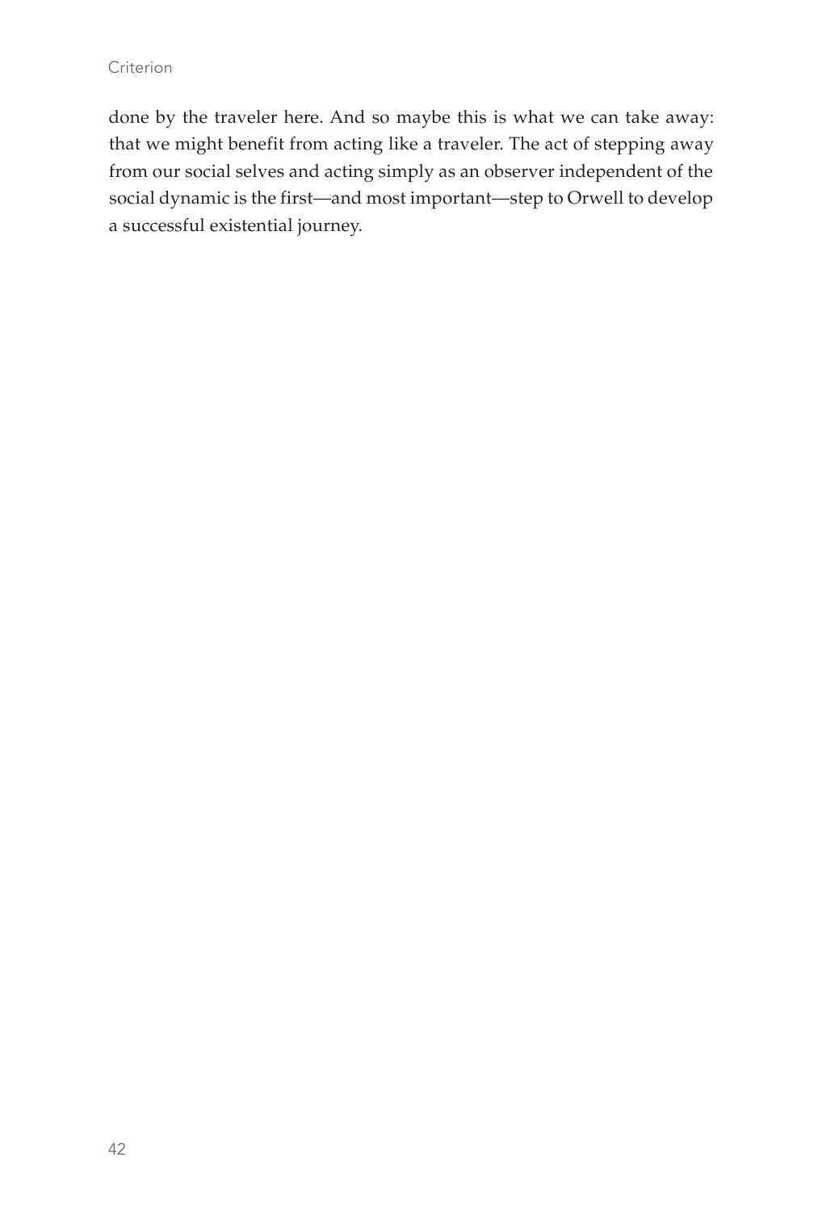done by the traveler here. And so maybe this is what we can take away: that we might benefit from acting like a traveler. The act of stepping away from our social selves and acting simply as an observer independent of the social dynamic is the first—and most important—step to Orwell to develop a successful existential journey.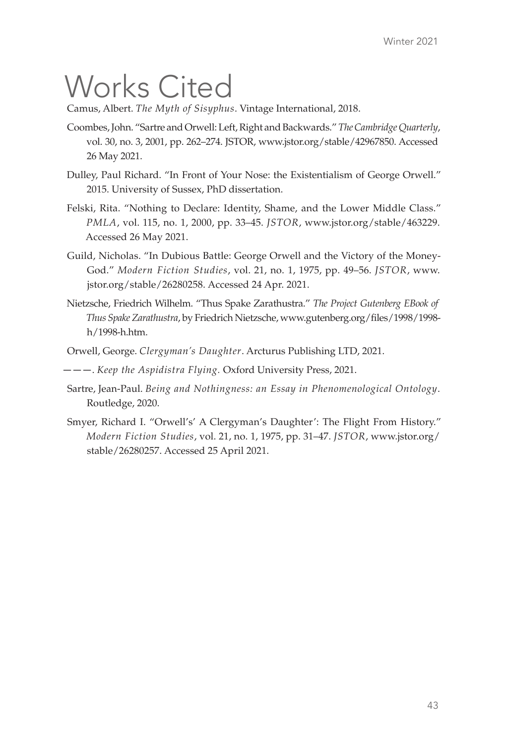# Works Cited

Camus, Albert. *The Myth of Sisyphus*. Vintage International, 2018.

Coombes, John. "Sartre and Orwell: Left, Right and Backwards." *The Cambridge Quarterly*, vol. 30, no. 3, 2001, pp. 262–274. JSTOR, www.jstor.org/stable/42967850. Accessed 26 May 2021.

Dulley, Paul Richard. "In Front of Your Nose: the Existentialism of George Orwell." 2015. University of Sussex, PhD dissertation.

Felski, Rita. "Nothing to Declare: Identity, Shame, and the Lower Middle Class." *PMLA*, vol. 115, no. 1, 2000, pp. 33–45. *JSTOR*, www.jstor.org/stable/463229. Accessed 26 May 2021.

Guild, Nicholas. "In Dubious Battle: George Orwell and the Victory of the Money-God." *Modern Fiction Studies*, vol. 21, no. 1, 1975, pp. 49–56. *JSTOR*, www.jstor.org/stable/26280258. Accessed 24 Apr. 2021.

Nietzsche, Friedrich Wilhelm. "Thus Spake Zarathustra." *The Project Gutenberg EBook of Thus Spake Zarathustra*, by Friedrich Nietzsche, www.gutenberg.org/files/1998/1998-h/1998-h.htm.

Orwell, George. *Clergyman's Daughter*. Arcturus Publishing LTD, 2021.

———. *Keep the Aspidistra Flying.* Oxford University Press, 2021.

Sartre, Jean-Paul. *Being and Nothingness: an Essay in Phenomenological Ontology*. Routledge, 2020.

Smyer, Richard I. "Orwell's' A Clergyman's Daughter': The Flight From History." *Modern Fiction Studies*, vol. 21, no. 1, 1975, pp. 31–47. *JSTOR*, www.jstor.org/stable/26280257. Accessed 25 April 2021.